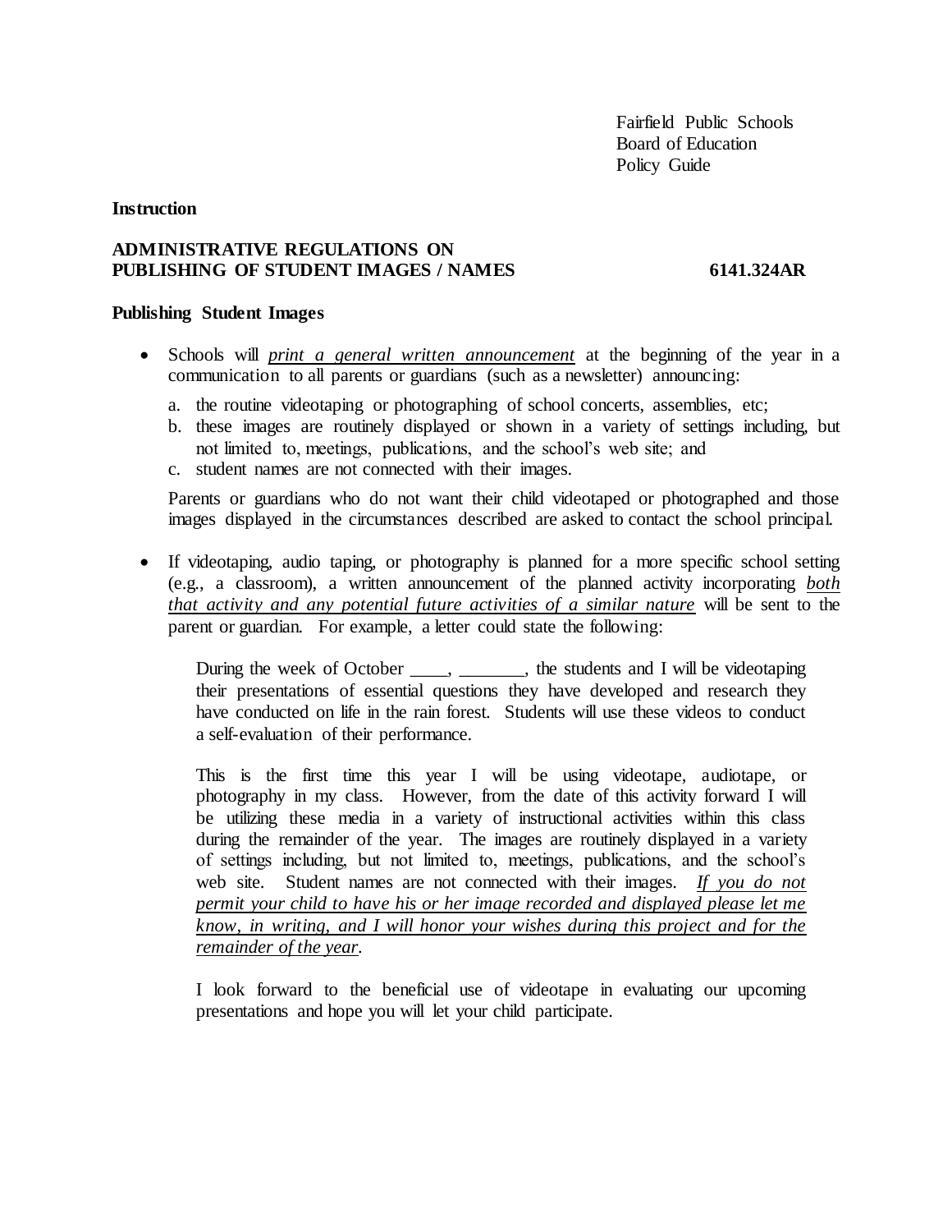Fairfield Public Schools
Board of Education
Policy Guide

**Instruction**

**ADMINISTRATIVE REGULATIONS ON PUBLISHING OF STUDENT IMAGES / NAMES** **6141.324AR**

**Publishing Student Images**

- Schools will *print a general written announcement* at the beginning of the year in a communication to all parents or guardians (such as a newsletter) announcing:

  a. the routine videotaping or photographing of school concerts, assemblies, etc;
  b. these images are routinely displayed or shown in a variety of settings including, but not limited to, meetings, publications, and the school's web site; and
  c. student names are not connected with their images.

  Parents or guardians who do not want their child videotaped or photographed and those images displayed in the circumstances described are asked to contact the school principal.

- If videotaping, audio taping, or photography is planned for a more specific school setting (e.g., a classroom), a written announcement of the planned activity incorporating *both that activity and any potential future activities of a similar nature* will be sent to the parent or guardian. For example, a letter could state the following:

  > During the week of October ____, _______, the students and I will be videotaping their presentations of essential questions they have developed and research they have conducted on life in the rain forest. Students will use these videos to conduct a self-evaluation of their performance.
  >
  > This is the first time this year I will be using videotape, audiotape, or photography in my class. However, from the date of this activity forward I will be utilizing these media in a variety of instructional activities within this class during the remainder of the year. The images are routinely displayed in a variety of settings including, but not limited to, meetings, publications, and the school's web site. Student names are not connected with their images. *If you do not permit your child to have his or her image recorded and displayed please let me know, in writing, and I will honor your wishes during this project and for the remainder of the year.*
  >
  > I look forward to the beneficial use of videotape in evaluating our upcoming presentations and hope you will let your child participate.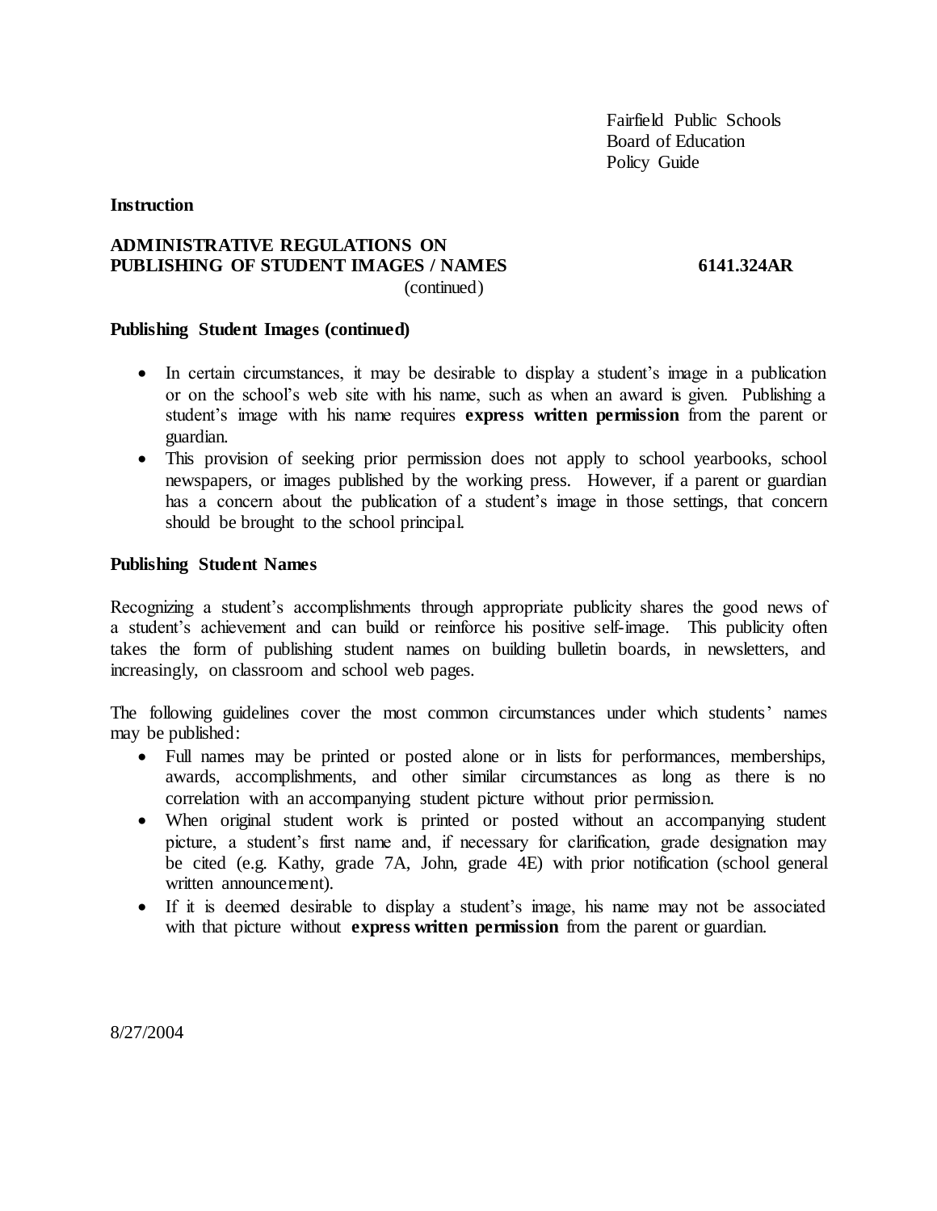Fairfield Public Schools
Board of Education
Policy Guide

**Instruction**

**ADMINISTRATIVE REGULATIONS ON PUBLISHING OF STUDENT IMAGES / NAMES** **6141.324AR**

(continued)

**Publishing Student Images (continued)**

- In certain circumstances, it may be desirable to display a student's image in a publication or on the school's web site with his name, such as when an award is given. Publishing a student's image with his name requires **express written permission** from the parent or guardian.
- This provision of seeking prior permission does not apply to school yearbooks, school newspapers, or images published by the working press. However, if a parent or guardian has a concern about the publication of a student's image in those settings, that concern should be brought to the school principal.

**Publishing Student Names**

Recognizing a student's accomplishments through appropriate publicity shares the good news of a student's achievement and can build or reinforce his positive self-image. This publicity often takes the form of publishing student names on building bulletin boards, in newsletters, and increasingly, on classroom and school web pages.

The following guidelines cover the most common circumstances under which students' names may be published:

- Full names may be printed or posted alone or in lists for performances, memberships, awards, accomplishments, and other similar circumstances as long as there is no correlation with an accompanying student picture without prior permission.
- When original student work is printed or posted without an accompanying student picture, a student's first name and, if necessary for clarification, grade designation may be cited (e.g. Kathy, grade 7A, John, grade 4E) with prior notification (school general written announcement).
- If it is deemed desirable to display a student's image, his name may not be associated with that picture without **express written permission** from the parent or guardian.

8/27/2004